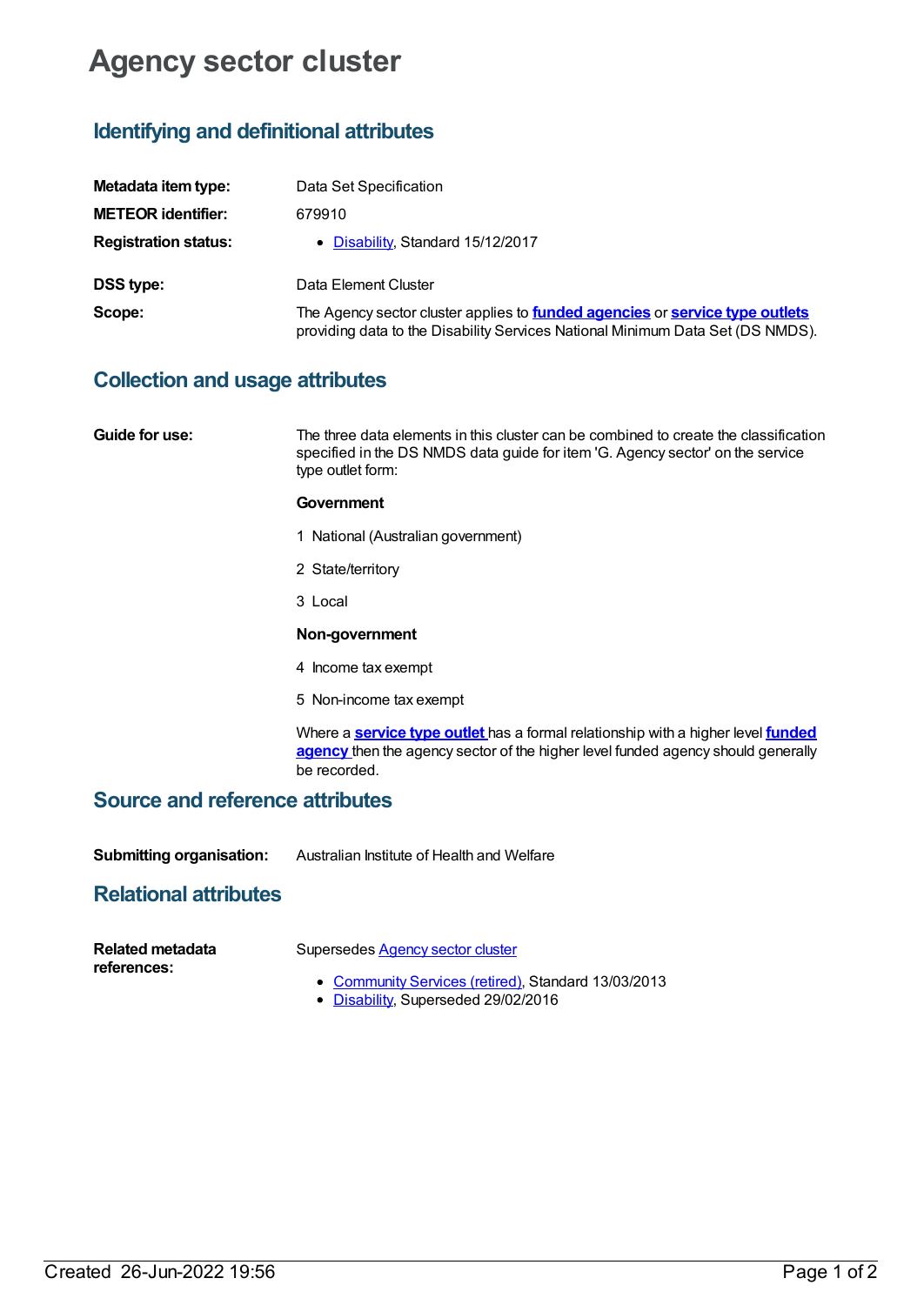# Agency sector cluster

## Identifying and definitional attributes

**Metadata item type:** Data Set Specification

**METEOR identifier:** 679910

**Registration status:**

- Disability, Standard 15/12/2017

**DSS type:** Data Element Cluster

**Scope:** The Agency sector cluster applies to **funded agencies** or **service type outlets** providing data to the Disability Services National Minimum Data Set (DS NMDS).

## Collection and usage attributes

**Guide for use:** The three data elements in this cluster can be combined to create the classification specified in the DS NMDS data guide for item 'G. Agency sector' on the service type outlet form:

**Government**

1 National (Australian government)

2 State/territory

3 Local

**Non-government**

4 Income tax exempt

5 Non-income tax exempt

Where a **service type outlet** has a formal relationship with a higher level **funded agency** then the agency sector of the higher level funded agency should generally be recorded.

## Source and reference attributes

**Submitting organisation:** Australian Institute of Health and Welfare

## Relational attributes

**Related metadata references:** Supersedes Agency sector cluster

- Community Services (retired), Standard 13/03/2013
- Disability, Superseded 29/02/2016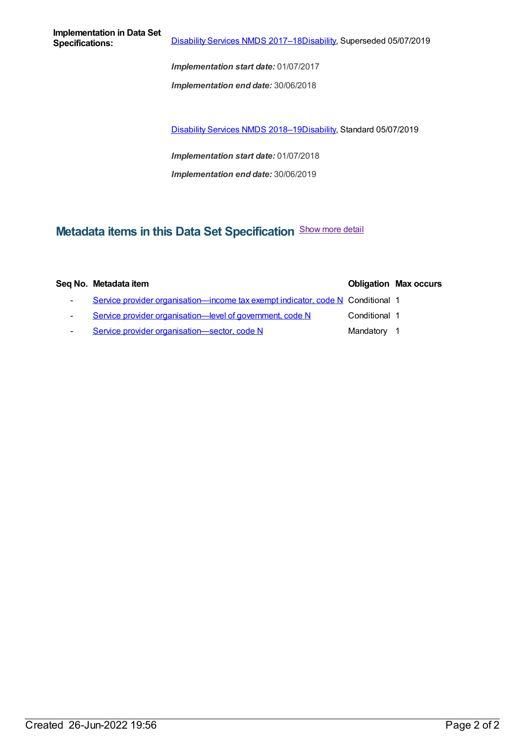**Implementation in Data Set Specifications:**

Disability Services NMDS 2017–18Disability, Superseded 05/07/2019

*Implementation start date:* 01/07/2017

*Implementation end date:* 30/06/2018

Disability Services NMDS 2018–19Disability, Standard 05/07/2019

*Implementation start date:* 01/07/2018

*Implementation end date:* 30/06/2019

## Metadata items in this Data Set Specification

Show more detail

| Seq No. | Metadata item | Obligation | Max occurs |
| --- | --- | --- | --- |
| - | Service provider organisation—income tax exempt indicator, code N | Conditional | 1 |
| - | Service provider organisation—level of government, code N | Conditional | 1 |
| - | Service provider organisation—sector, code N | Mandatory | 1 |